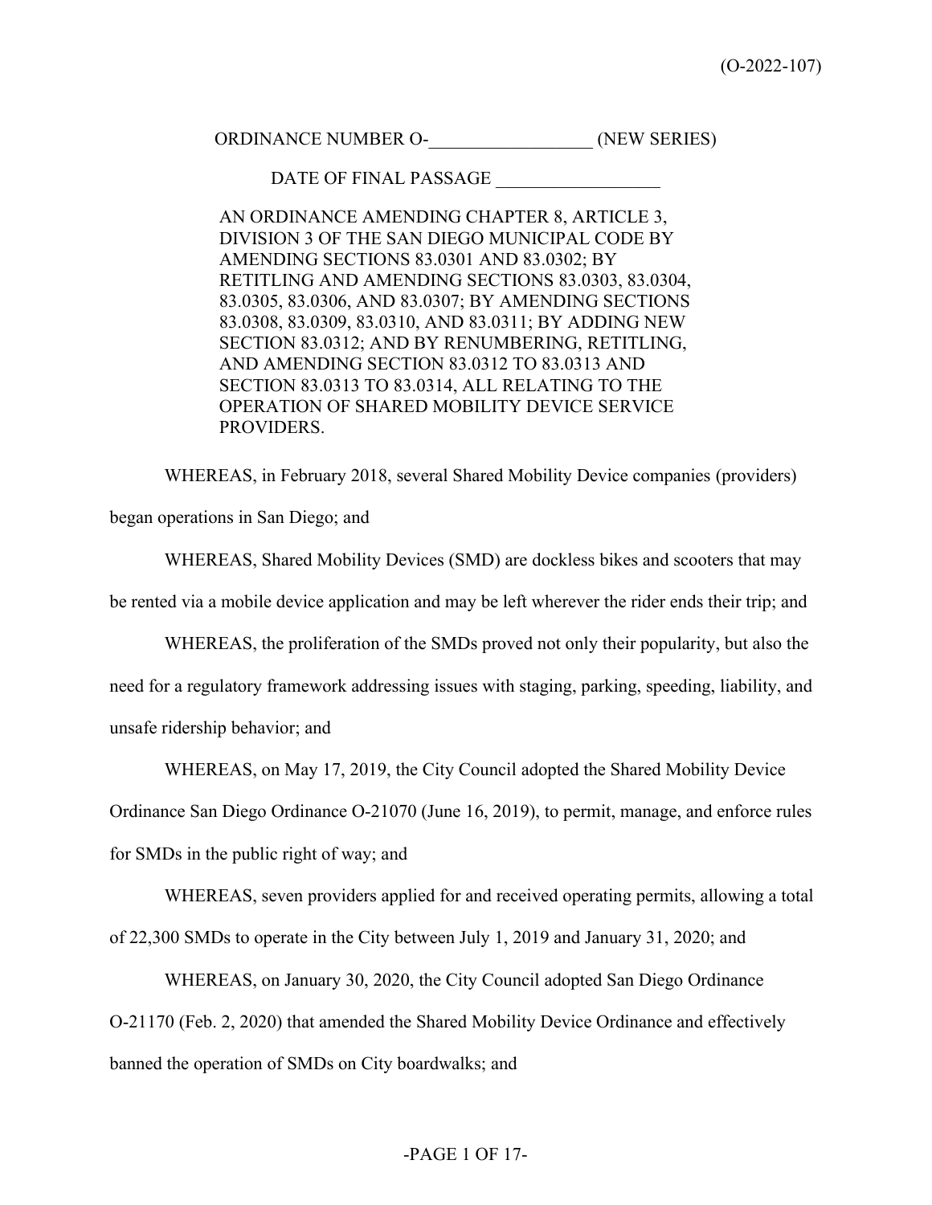(O-2022-107)

ORDINANCE NUMBER O-__________________ (NEW SERIES)

DATE OF FINAL PASSAGE __________________

AN ORDINANCE AMENDING CHAPTER 8, ARTICLE 3, DIVISION 3 OF THE SAN DIEGO MUNICIPAL CODE BY AMENDING SECTIONS 83.0301 AND 83.0302; BY RETITLING AND AMENDING SECTIONS 83.0303, 83.0304, 83.0305, 83.0306, AND 83.0307; BY AMENDING SECTIONS 83.0308, 83.0309, 83.0310, AND 83.0311; BY ADDING NEW SECTION 83.0312; AND BY RENUMBERING, RETITLING, AND AMENDING SECTION 83.0312 TO 83.0313 AND SECTION 83.0313 TO 83.0314, ALL RELATING TO THE OPERATION OF SHARED MOBILITY DEVICE SERVICE PROVIDERS.

WHEREAS, in February 2018, several Shared Mobility Device companies (providers) began operations in San Diego; and

WHEREAS, Shared Mobility Devices (SMD) are dockless bikes and scooters that may be rented via a mobile device application and may be left wherever the rider ends their trip; and

WHEREAS, the proliferation of the SMDs proved not only their popularity, but also the need for a regulatory framework addressing issues with staging, parking, speeding, liability, and unsafe ridership behavior; and

WHEREAS, on May 17, 2019, the City Council adopted the Shared Mobility Device Ordinance San Diego Ordinance O-21070 (June 16, 2019), to permit, manage, and enforce rules for SMDs in the public right of way; and

WHEREAS, seven providers applied for and received operating permits, allowing a total of 22,300 SMDs to operate in the City between July 1, 2019 and January 31, 2020; and

WHEREAS, on January 30, 2020, the City Council adopted San Diego Ordinance O-21170 (Feb. 2, 2020) that amended the Shared Mobility Device Ordinance and effectively banned the operation of SMDs on City boardwalks; and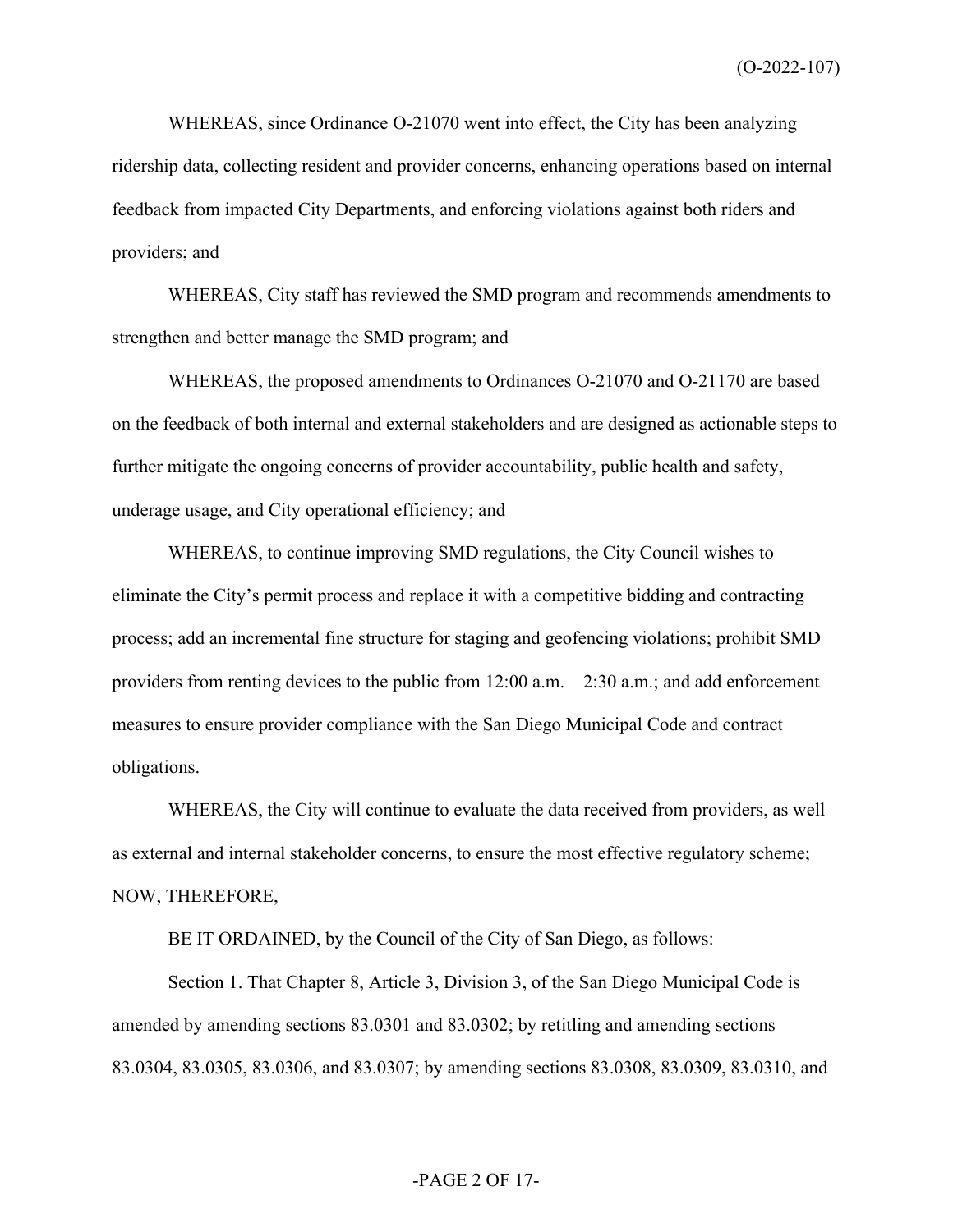WHEREAS, since Ordinance O-21070 went into effect, the City has been analyzing ridership data, collecting resident and provider concerns, enhancing operations based on internal feedback from impacted City Departments, and enforcing violations against both riders and providers; and

WHEREAS, City staff has reviewed the SMD program and recommends amendments to strengthen and better manage the SMD program; and

WHEREAS, the proposed amendments to Ordinances O-21070 and O-21170 are based on the feedback of both internal and external stakeholders and are designed as actionable steps to further mitigate the ongoing concerns of provider accountability, public health and safety, underage usage, and City operational efficiency; and

WHEREAS, to continue improving SMD regulations, the City Council wishes to eliminate the City's permit process and replace it with a competitive bidding and contracting process; add an incremental fine structure for staging and geofencing violations; prohibit SMD providers from renting devices to the public from 12:00 a.m. – 2:30 a.m.; and add enforcement measures to ensure provider compliance with the San Diego Municipal Code and contract obligations.

WHEREAS, the City will continue to evaluate the data received from providers, as well as external and internal stakeholder concerns, to ensure the most effective regulatory scheme; NOW, THEREFORE,

BE IT ORDAINED, by the Council of the City of San Diego, as follows:

Section 1. That Chapter 8, Article 3, Division 3, of the San Diego Municipal Code is amended by amending sections 83.0301 and 83.0302; by retitling and amending sections 83.0304, 83.0305, 83.0306, and 83.0307; by amending sections 83.0308, 83.0309, 83.0310, and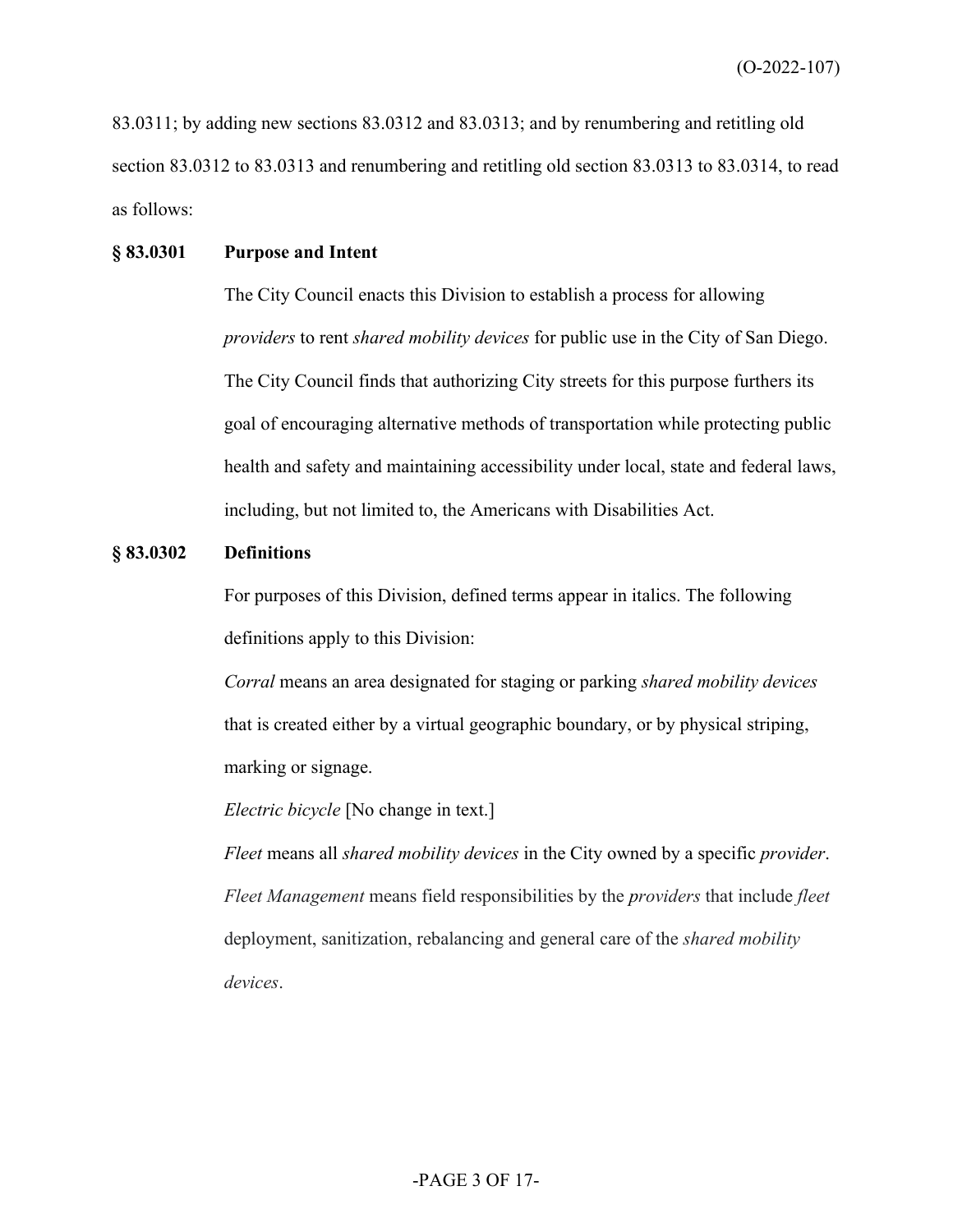83.0311; by adding new sections 83.0312 and 83.0313; and by renumbering and retitling old section 83.0312 to 83.0313 and renumbering and retitling old section 83.0313 to 83.0314, to read as follows:

**§ 83.0301 Purpose and Intent**

The City Council enacts this Division to establish a process for allowing *providers* to rent *shared mobility devices* for public use in the City of San Diego. The City Council finds that authorizing City streets for this purpose furthers its goal of encouraging alternative methods of transportation while protecting public health and safety and maintaining accessibility under local, state and federal laws, including, but not limited to, the Americans with Disabilities Act.

**§ 83.0302 Definitions**

For purposes of this Division, defined terms appear in italics. The following definitions apply to this Division:

*Corral* means an area designated for staging or parking *shared mobility devices* that is created either by a virtual geographic boundary, or by physical striping, marking or signage.

*Electric bicycle* [No change in text.]

*Fleet* means all *shared mobility devices* in the City owned by a specific *provider*.

*Fleet Management* means field responsibilities by the *providers* that include *fleet* deployment, sanitization, rebalancing and general care of the *shared mobility devices*.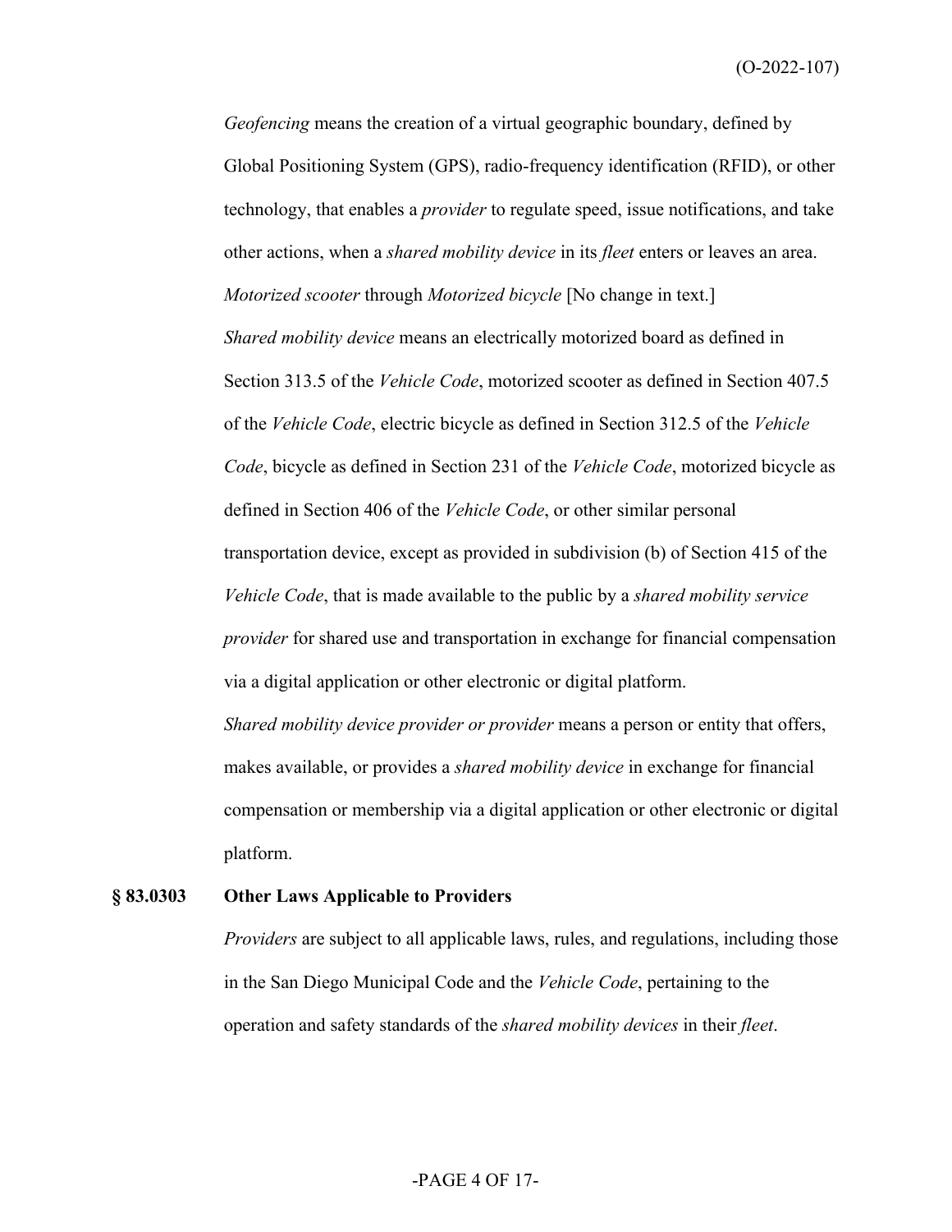*Geofencing* means the creation of a virtual geographic boundary, defined by Global Positioning System (GPS), radio-frequency identification (RFID), or other technology, that enables a *provider* to regulate speed, issue notifications, and take other actions, when a *shared mobility device* in its *fleet* enters or leaves an area.

*Motorized scooter* through *Motorized bicycle* [No change in text.]

*Shared mobility device* means an electrically motorized board as defined in Section 313.5 of the *Vehicle Code*, motorized scooter as defined in Section 407.5 of the *Vehicle Code*, electric bicycle as defined in Section 312.5 of the *Vehicle Code*, bicycle as defined in Section 231 of the *Vehicle Code*, motorized bicycle as defined in Section 406 of the *Vehicle Code*, or other similar personal transportation device, except as provided in subdivision (b) of Section 415 of the *Vehicle Code*, that is made available to the public by a *shared mobility service provider* for shared use and transportation in exchange for financial compensation via a digital application or other electronic or digital platform.

*Shared mobility device provider or provider* means a person or entity that offers, makes available, or provides a *shared mobility device* in exchange for financial compensation or membership via a digital application or other electronic or digital platform.

**§ 83.0303 Other Laws Applicable to Providers**

*Providers* are subject to all applicable laws, rules, and regulations, including those in the San Diego Municipal Code and the *Vehicle Code*, pertaining to the operation and safety standards of the *shared mobility devices* in their *fleet*.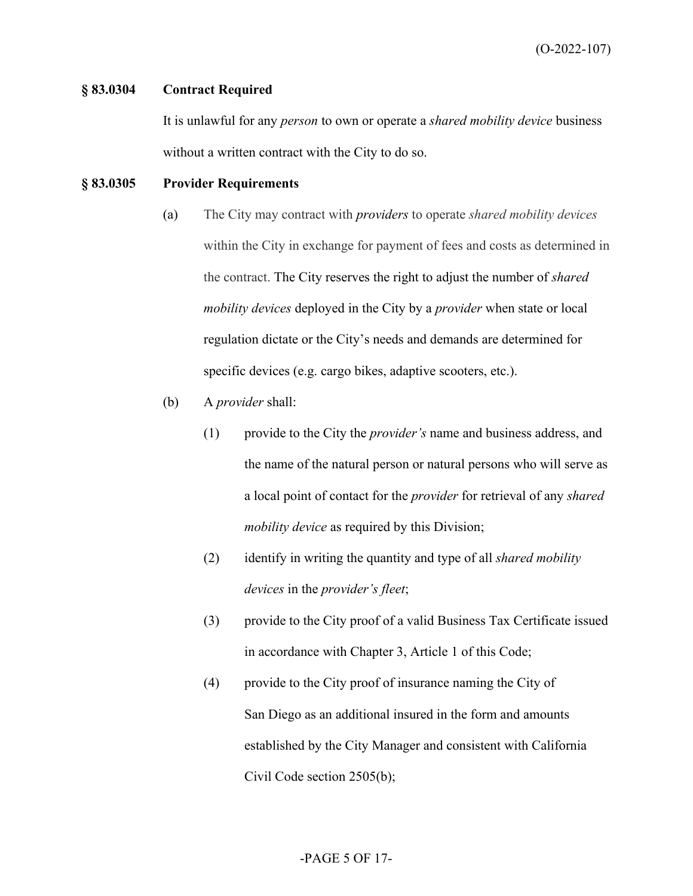**§ 83.0304 Contract Required**

It is unlawful for any *person* to own or operate a *shared mobility device* business without a written contract with the City to do so.

**§ 83.0305 Provider Requirements**

(a) The City may contract with ***providers*** to operate *shared mobility devices* within the City in exchange for payment of fees and costs as determined in the contract. The City reserves the right to adjust the number of *shared mobility devices* deployed in the City by a *provider* when state or local regulation dictate or the City's needs and demands are determined for specific devices (e.g. cargo bikes, adaptive scooters, etc.).

(b) A *provider* shall:

(1) provide to the City the *provider's* name and business address, and the name of the natural person or natural persons who will serve as a local point of contact for the *provider* for retrieval of any *shared mobility device* as required by this Division;

(2) identify in writing the quantity and type of all *shared mobility devices* in the *provider's fleet*;

(3) provide to the City proof of a valid Business Tax Certificate issued in accordance with Chapter 3, Article 1 of this Code;

(4) provide to the City proof of insurance naming the City of San Diego as an additional insured in the form and amounts established by the City Manager and consistent with California Civil Code section 2505(b);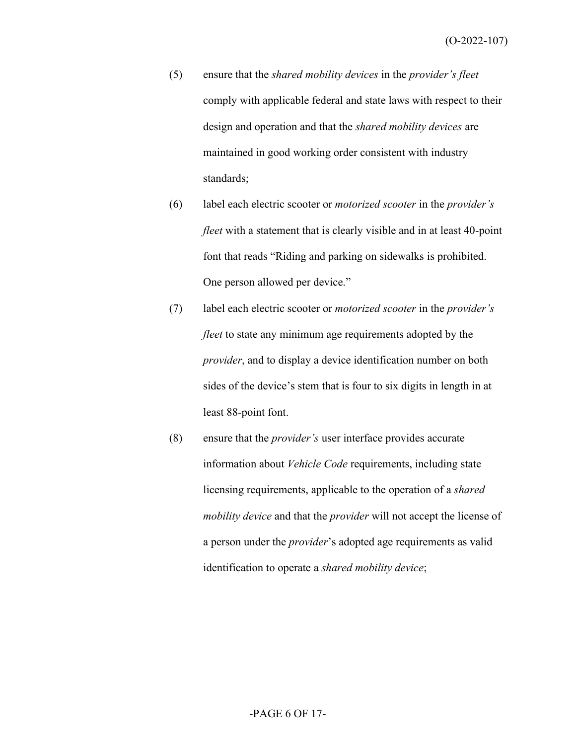(5) ensure that the *shared mobility devices* in the *provider's fleet* comply with applicable federal and state laws with respect to their design and operation and that the *shared mobility devices* are maintained in good working order consistent with industry standards;

(6) label each electric scooter or *motorized scooter* in the *provider's fleet* with a statement that is clearly visible and in at least 40-point font that reads "Riding and parking on sidewalks is prohibited. One person allowed per device."

(7) label each electric scooter or *motorized scooter* in the *provider's fleet* to state any minimum age requirements adopted by the *provider*, and to display a device identification number on both sides of the device's stem that is four to six digits in length in at least 88-point font.

(8) ensure that the *provider's* user interface provides accurate information about *Vehicle Code* requirements, including state licensing requirements, applicable to the operation of a *shared mobility device* and that the *provider* will not accept the license of a person under the *provider*'s adopted age requirements as valid identification to operate a *shared mobility device*;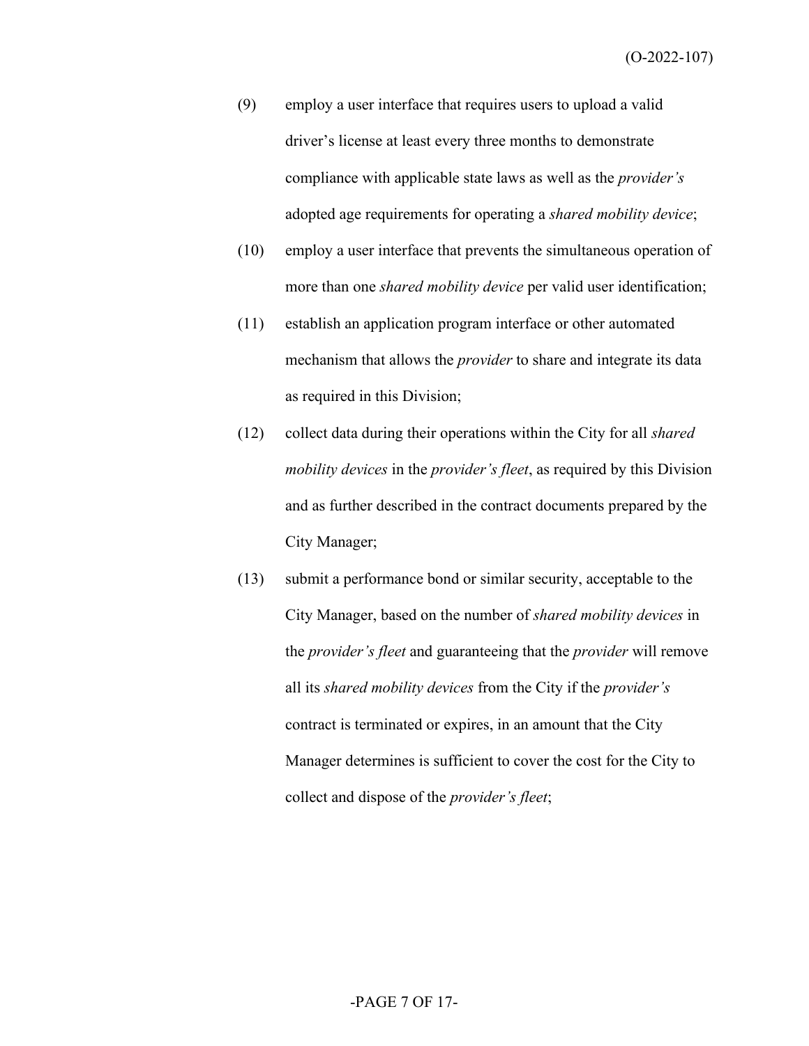(9) employ a user interface that requires users to upload a valid driver's license at least every three months to demonstrate compliance with applicable state laws as well as the *provider's* adopted age requirements for operating a *shared mobility device*;

(10) employ a user interface that prevents the simultaneous operation of more than one *shared mobility device* per valid user identification;

(11) establish an application program interface or other automated mechanism that allows the *provider* to share and integrate its data as required in this Division;

(12) collect data during their operations within the City for all *shared mobility devices* in the *provider's fleet*, as required by this Division and as further described in the contract documents prepared by the City Manager;

(13) submit a performance bond or similar security, acceptable to the City Manager, based on the number of *shared mobility devices* in the *provider's fleet* and guaranteeing that the *provider* will remove all its *shared mobility devices* from the City if the *provider's* contract is terminated or expires, in an amount that the City Manager determines is sufficient to cover the cost for the City to collect and dispose of the *provider's fleet*;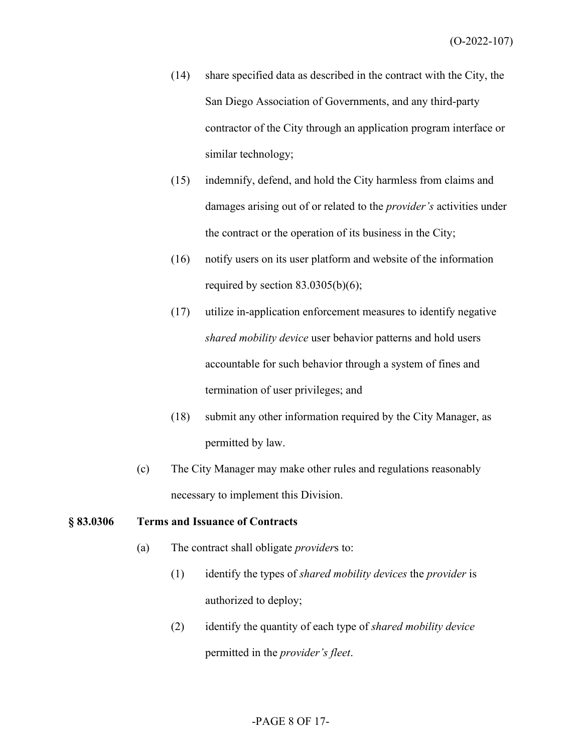(14) share specified data as described in the contract with the City, the San Diego Association of Governments, and any third-party contractor of the City through an application program interface or similar technology;

(15) indemnify, defend, and hold the City harmless from claims and damages arising out of or related to the *provider's* activities under the contract or the operation of its business in the City;

(16) notify users on its user platform and website of the information required by section 83.0305(b)(6);

(17) utilize in-application enforcement measures to identify negative *shared mobility device* user behavior patterns and hold users accountable for such behavior through a system of fines and termination of user privileges; and

(18) submit any other information required by the City Manager, as permitted by law.

(c) The City Manager may make other rules and regulations reasonably necessary to implement this Division.

**§ 83.0306 Terms and Issuance of Contracts**

(a) The contract shall obligate *provider*s to:

(1) identify the types of *shared mobility devices* the *provider* is authorized to deploy;

(2) identify the quantity of each type of *shared mobility device* permitted in the *provider's fleet*.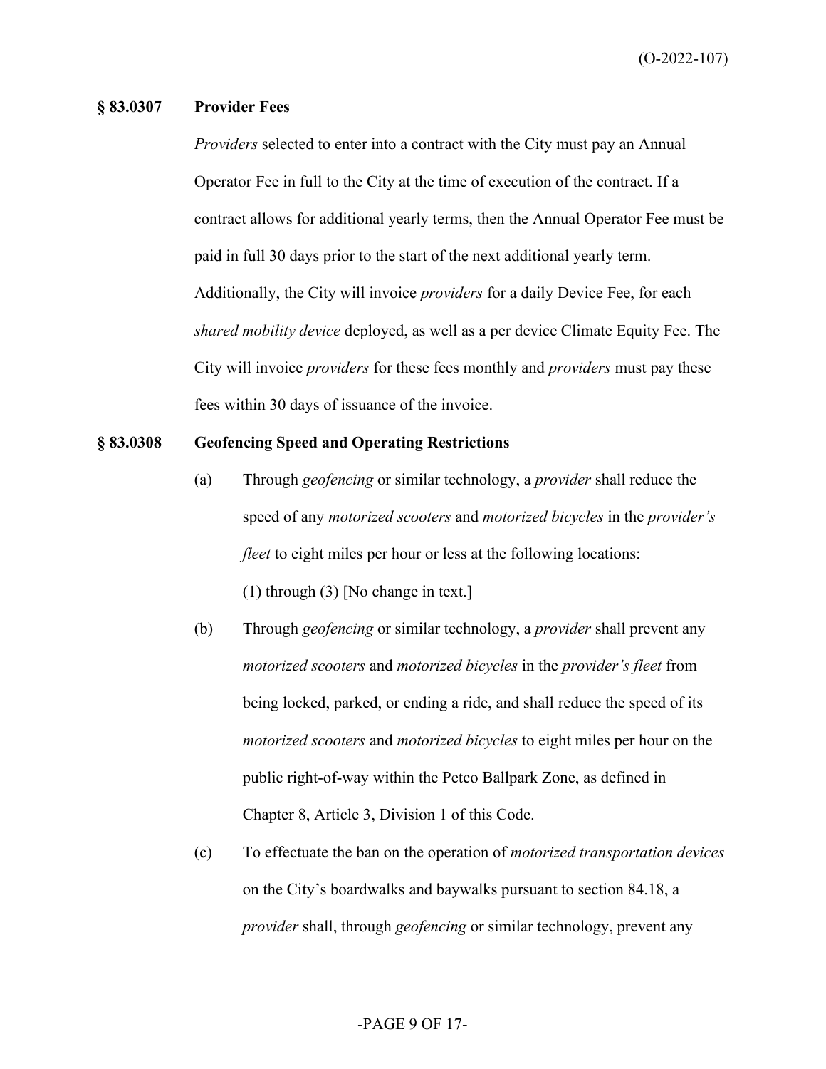### § 83.0307 Provider Fees

*Providers* selected to enter into a contract with the City must pay an Annual Operator Fee in full to the City at the time of execution of the contract. If a contract allows for additional yearly terms, then the Annual Operator Fee must be paid in full 30 days prior to the start of the next additional yearly term. Additionally, the City will invoice *providers* for a daily Device Fee, for each *shared mobility device* deployed, as well as a per device Climate Equity Fee. The City will invoice *providers* for these fees monthly and *providers* must pay these fees within 30 days of issuance of the invoice.

### § 83.0308 Geofencing Speed and Operating Restrictions

(a) Through *geofencing* or similar technology, a *provider* shall reduce the speed of any *motorized scooters* and *motorized bicycles* in the *provider's fleet* to eight miles per hour or less at the following locations:

(1) through (3) [No change in text.]

(b) Through *geofencing* or similar technology, a *provider* shall prevent any *motorized scooters* and *motorized bicycles* in the *provider's fleet* from being locked, parked, or ending a ride, and shall reduce the speed of its *motorized scooters* and *motorized bicycles* to eight miles per hour on the public right-of-way within the Petco Ballpark Zone, as defined in Chapter 8, Article 3, Division 1 of this Code.

(c) To effectuate the ban on the operation of *motorized transportation devices* on the City's boardwalks and baywalks pursuant to section 84.18, a *provider* shall, through *geofencing* or similar technology, prevent any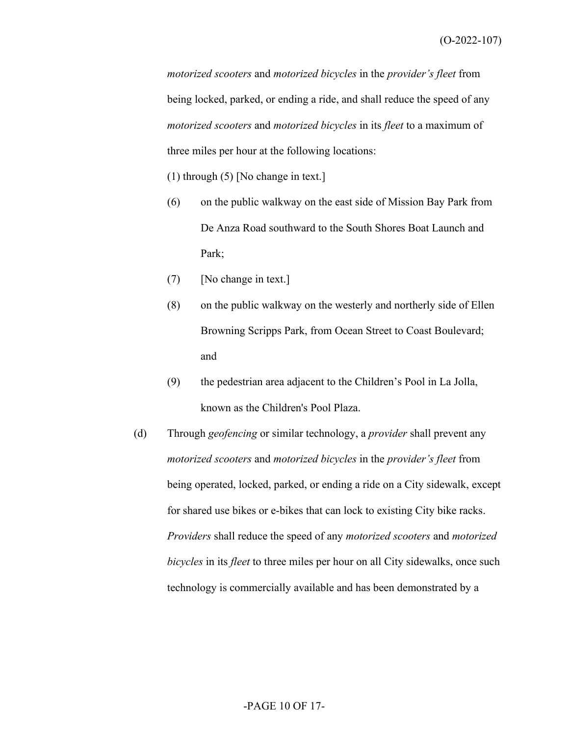*motorized scooters* and *motorized bicycles* in the *provider's fleet* from being locked, parked, or ending a ride, and shall reduce the speed of any *motorized scooters* and *motorized bicycles* in its *fleet* to a maximum of three miles per hour at the following locations:

(1) through (5) [No change in text.]

(6) on the public walkway on the east side of Mission Bay Park from De Anza Road southward to the South Shores Boat Launch and Park;

(7) [No change in text.]

(8) on the public walkway on the westerly and northerly side of Ellen Browning Scripps Park, from Ocean Street to Coast Boulevard; and

(9) the pedestrian area adjacent to the Children's Pool in La Jolla, known as the Children's Pool Plaza.

(d) Through *geofencing* or similar technology, a *provider* shall prevent any *motorized scooters* and *motorized bicycles* in the *provider's fleet* from being operated, locked, parked, or ending a ride on a City sidewalk, except for shared use bikes or e-bikes that can lock to existing City bike racks. *Providers* shall reduce the speed of any *motorized scooters* and *motorized bicycles* in its *fleet* to three miles per hour on all City sidewalks, once such technology is commercially available and has been demonstrated by a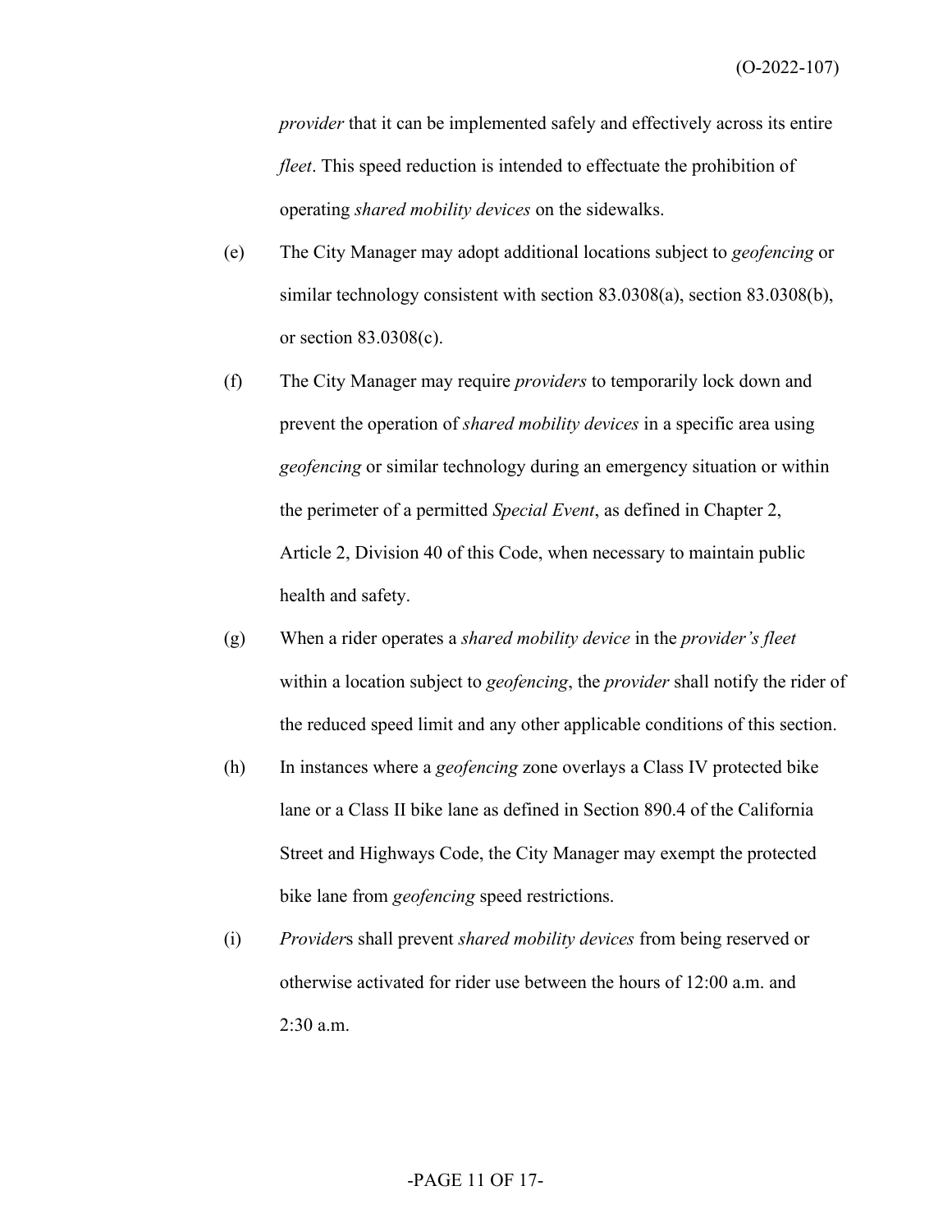*provider* that it can be implemented safely and effectively across its entire *fleet*. This speed reduction is intended to effectuate the prohibition of operating *shared mobility devices* on the sidewalks.

(e) The City Manager may adopt additional locations subject to *geofencing* or similar technology consistent with section 83.0308(a), section 83.0308(b), or section 83.0308(c).

(f) The City Manager may require *providers* to temporarily lock down and prevent the operation of *shared mobility devices* in a specific area using *geofencing* or similar technology during an emergency situation or within the perimeter of a permitted *Special Event*, as defined in Chapter 2, Article 2, Division 40 of this Code, when necessary to maintain public health and safety.

(g) When a rider operates a *shared mobility device* in the *provider's fleet* within a location subject to *geofencing*, the *provider* shall notify the rider of the reduced speed limit and any other applicable conditions of this section.

(h) In instances where a *geofencing* zone overlays a Class IV protected bike lane or a Class II bike lane as defined in Section 890.4 of the California Street and Highways Code, the City Manager may exempt the protected bike lane from *geofencing* speed restrictions.

(i) *Provider*s shall prevent *shared mobility devices* from being reserved or otherwise activated for rider use between the hours of 12:00 a.m. and 2:30 a.m.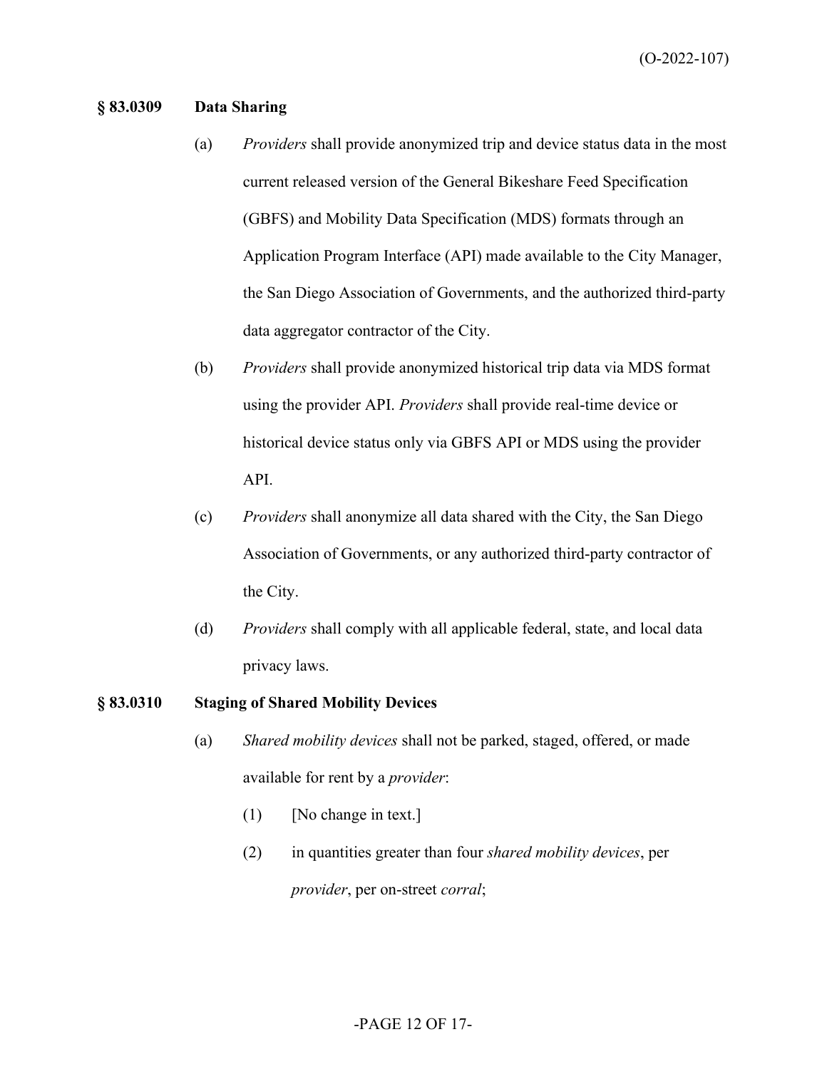**§ 83.0309 Data Sharing**

(a) *Providers* shall provide anonymized trip and device status data in the most current released version of the General Bikeshare Feed Specification (GBFS) and Mobility Data Specification (MDS) formats through an Application Program Interface (API) made available to the City Manager, the San Diego Association of Governments, and the authorized third-party data aggregator contractor of the City.

(b) *Providers* shall provide anonymized historical trip data via MDS format using the provider API. *Providers* shall provide real-time device or historical device status only via GBFS API or MDS using the provider API.

(c) *Providers* shall anonymize all data shared with the City, the San Diego Association of Governments, or any authorized third-party contractor of the City.

(d) *Providers* shall comply with all applicable federal, state, and local data privacy laws.

**§ 83.0310 Staging of Shared Mobility Devices**

(a) *Shared mobility devices* shall not be parked, staged, offered, or made available for rent by a *provider*:

(1) [No change in text.]

(2) in quantities greater than four *shared mobility devices*, per *provider*, per on-street *corral*;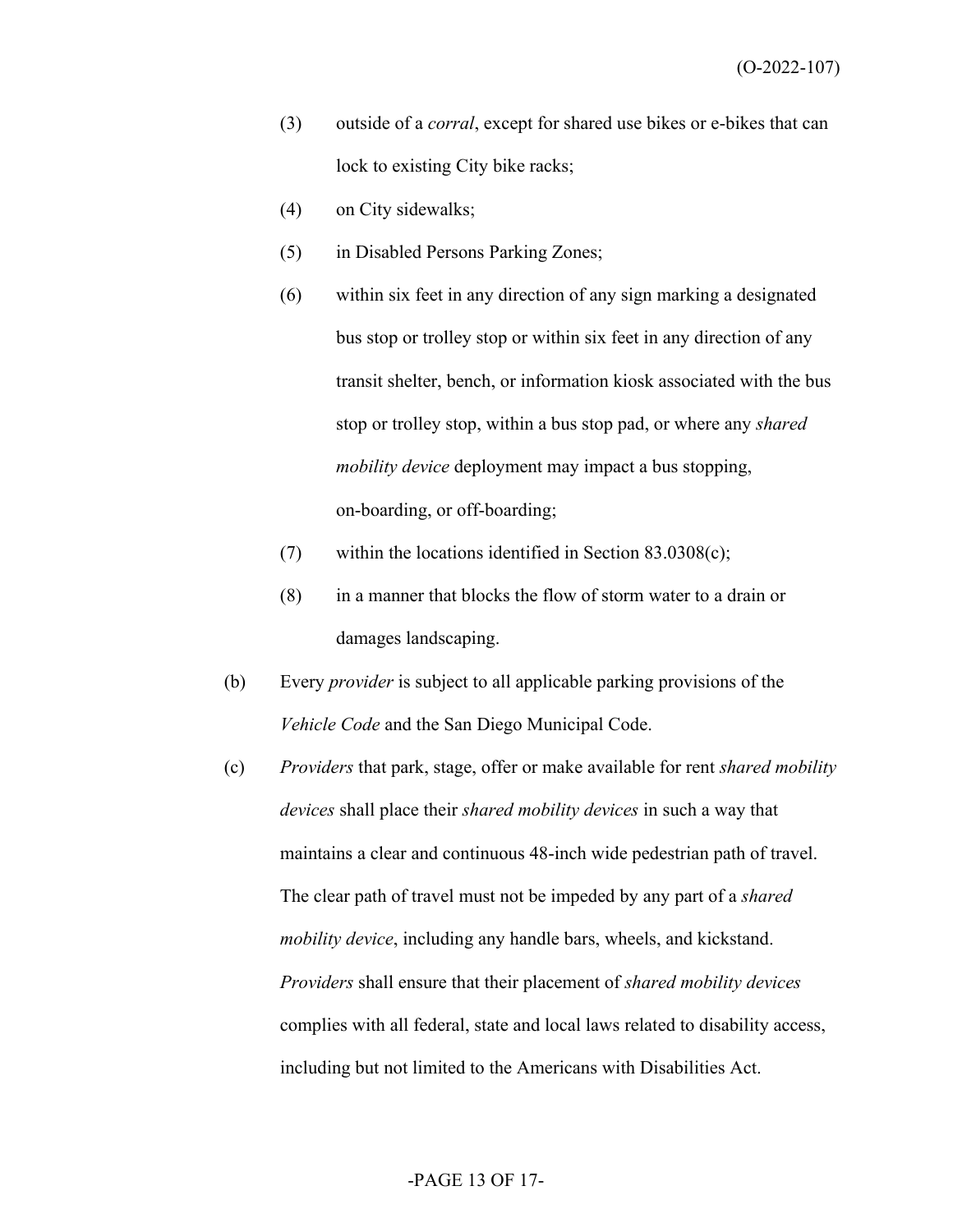(3) outside of a *corral*, except for shared use bikes or e-bikes that can lock to existing City bike racks;

(4) on City sidewalks;

(5) in Disabled Persons Parking Zones;

(6) within six feet in any direction of any sign marking a designated bus stop or trolley stop or within six feet in any direction of any transit shelter, bench, or information kiosk associated with the bus stop or trolley stop, within a bus stop pad, or where any *shared mobility device* deployment may impact a bus stopping, on-boarding, or off-boarding;

(7) within the locations identified in Section 83.0308(c);

(8) in a manner that blocks the flow of storm water to a drain or damages landscaping.

(b) Every *provider* is subject to all applicable parking provisions of the *Vehicle Code* and the San Diego Municipal Code.

(c) *Providers* that park, stage, offer or make available for rent *shared mobility devices* shall place their *shared mobility devices* in such a way that maintains a clear and continuous 48-inch wide pedestrian path of travel. The clear path of travel must not be impeded by any part of a *shared mobility device*, including any handle bars, wheels, and kickstand. *Providers* shall ensure that their placement of *shared mobility devices* complies with all federal, state and local laws related to disability access, including but not limited to the Americans with Disabilities Act.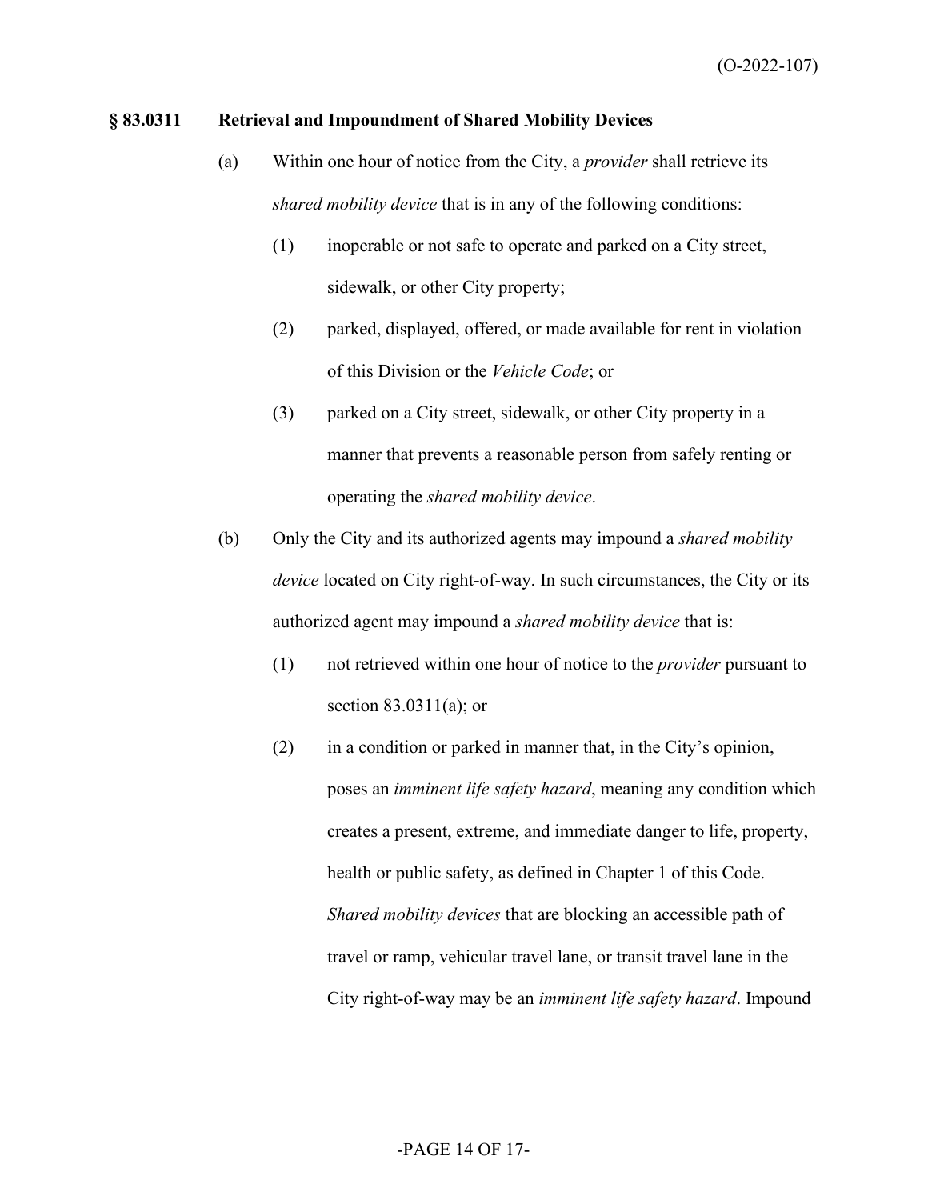### § 83.0311 Retrieval and Impoundment of Shared Mobility Devices

(a) Within one hour of notice from the City, a *provider* shall retrieve its *shared mobility device* that is in any of the following conditions:

(1) inoperable or not safe to operate and parked on a City street, sidewalk, or other City property;

(2) parked, displayed, offered, or made available for rent in violation of this Division or the *Vehicle Code*; or

(3) parked on a City street, sidewalk, or other City property in a manner that prevents a reasonable person from safely renting or operating the *shared mobility device*.

(b) Only the City and its authorized agents may impound a *shared mobility device* located on City right-of-way. In such circumstances, the City or its authorized agent may impound a *shared mobility device* that is:

(1) not retrieved within one hour of notice to the *provider* pursuant to section 83.0311(a); or

(2) in a condition or parked in manner that, in the City's opinion, poses an *imminent life safety hazard*, meaning any condition which creates a present, extreme, and immediate danger to life, property, health or public safety, as defined in Chapter 1 of this Code. *Shared mobility devices* that are blocking an accessible path of travel or ramp, vehicular travel lane, or transit travel lane in the City right-of-way may be an *imminent life safety hazard*. Impound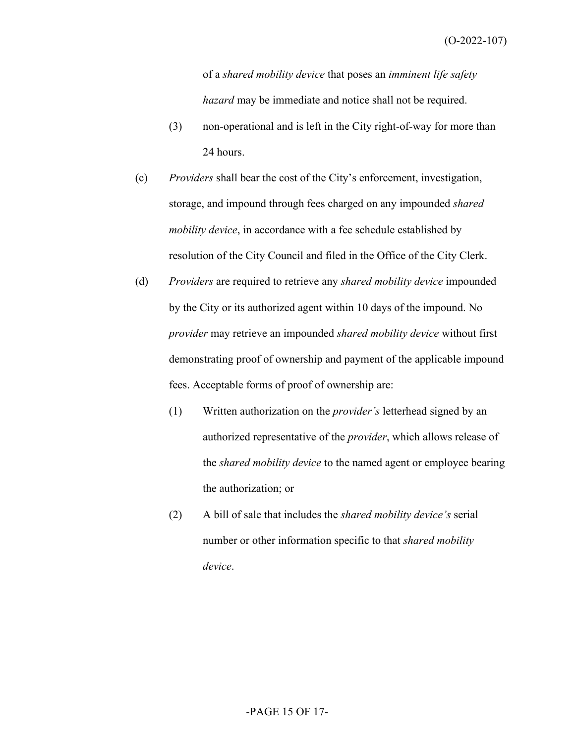of a *shared mobility device* that poses an *imminent life safety hazard* may be immediate and notice shall not be required.

(3) non-operational and is left in the City right-of-way for more than 24 hours.

(c) *Providers* shall bear the cost of the City's enforcement, investigation, storage, and impound through fees charged on any impounded *shared mobility device*, in accordance with a fee schedule established by resolution of the City Council and filed in the Office of the City Clerk.

(d) *Providers* are required to retrieve any *shared mobility device* impounded by the City or its authorized agent within 10 days of the impound. No *provider* may retrieve an impounded *shared mobility device* without first demonstrating proof of ownership and payment of the applicable impound fees. Acceptable forms of proof of ownership are:

(1) Written authorization on the *provider's* letterhead signed by an authorized representative of the *provider*, which allows release of the *shared mobility device* to the named agent or employee bearing the authorization; or

(2) A bill of sale that includes the *shared mobility device's* serial number or other information specific to that *shared mobility device*.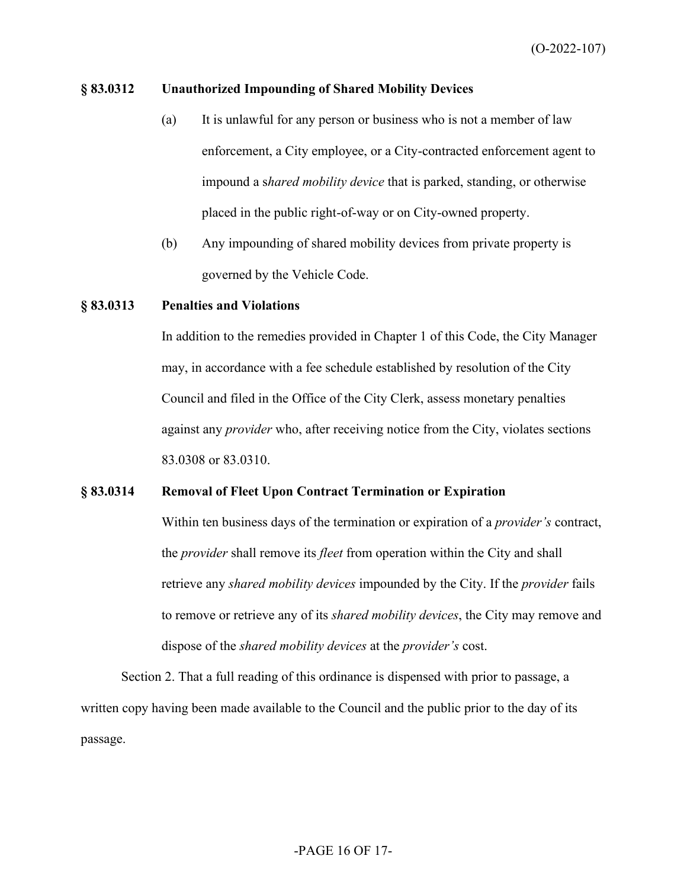### § 83.0312 Unauthorized Impounding of Shared Mobility Devices

(a) It is unlawful for any person or business who is not a member of law enforcement, a City employee, or a City-contracted enforcement agent to impound a s*hared mobility device* that is parked, standing, or otherwise placed in the public right-of-way or on City-owned property.

(b) Any impounding of shared mobility devices from private property is governed by the Vehicle Code.

### § 83.0313 Penalties and Violations

In addition to the remedies provided in Chapter 1 of this Code, the City Manager may, in accordance with a fee schedule established by resolution of the City Council and filed in the Office of the City Clerk, assess monetary penalties against any *provider* who, after receiving notice from the City, violates sections 83.0308 or 83.0310.

### § 83.0314 Removal of Fleet Upon Contract Termination or Expiration

Within ten business days of the termination or expiration of a *provider's* contract, the *provider* shall remove its *fleet* from operation within the City and shall retrieve any *shared mobility devices* impounded by the City. If the *provider* fails to remove or retrieve any of its *shared mobility devices*, the City may remove and dispose of the *shared mobility devices* at the *provider's* cost.

Section 2. That a full reading of this ordinance is dispensed with prior to passage, a written copy having been made available to the Council and the public prior to the day of its passage.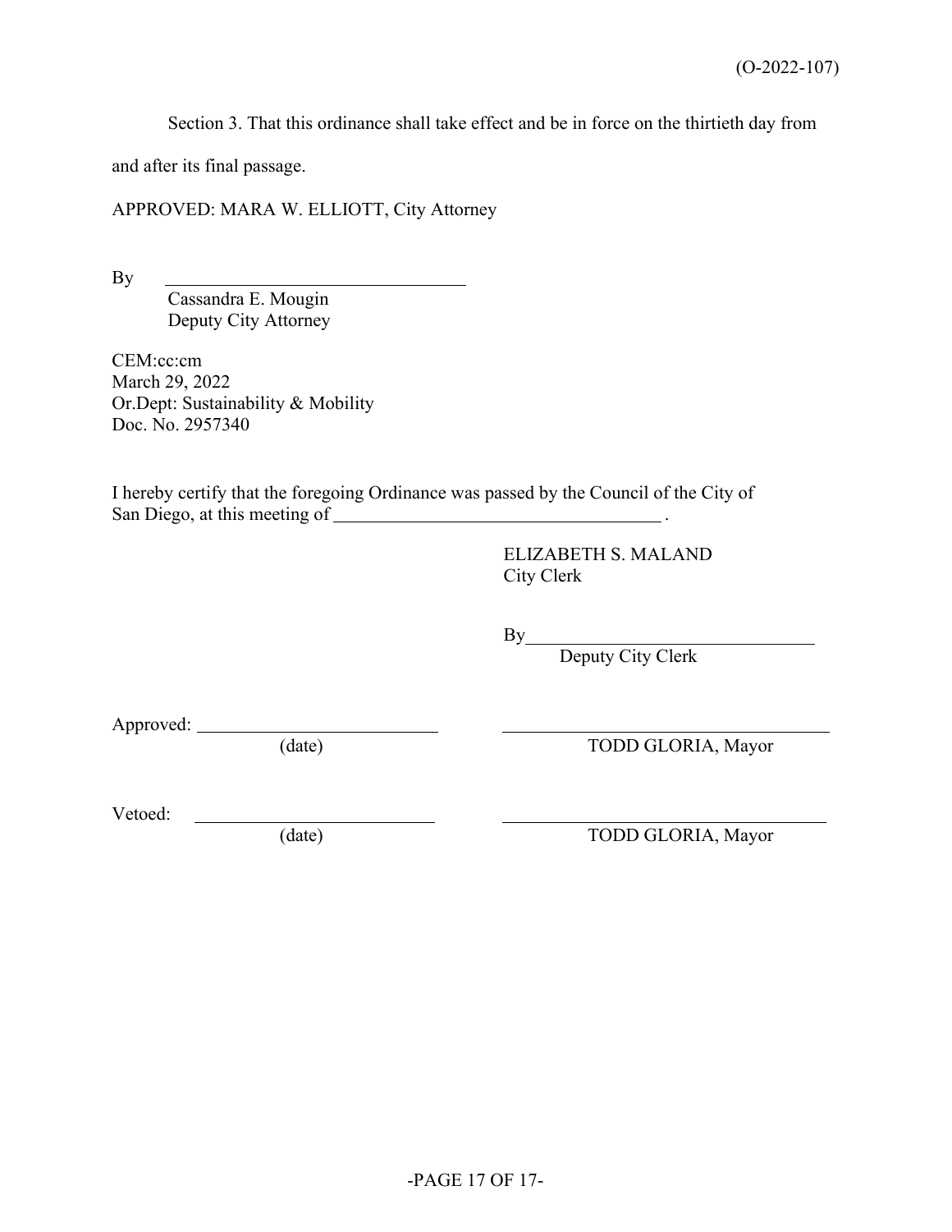(O-2022-107)

Section 3. That this ordinance shall take effect and be in force on the thirtieth day from and after its final passage.

APPROVED: MARA W. ELLIOTT, City Attorney

By \_\_\_\_\_\_\_\_\_\_\_\_\_\_\_\_\_\_\_\_\_\_\_\_\_\_\_\_\_\_\_\_\_\_
Cassandra E. Mougin
Deputy City Attorney

CEM:cc:cm
March 29, 2022
Or.Dept: Sustainability & Mobility
Doc. No. 2957340

I hereby certify that the foregoing Ordinance was passed by the Council of the City of San Diego, at this meeting of \_\_\_\_\_\_\_\_\_\_\_\_\_\_\_\_\_\_\_\_\_\_\_\_\_\_\_\_\_\_\_\_\_\_\_\_\_\_.

ELIZABETH S. MALAND
City Clerk

By\_\_\_\_\_\_\_\_\_\_\_\_\_\_\_\_\_\_\_\_\_\_\_\_\_\_\_\_\_\_\_\_
Deputy City Clerk

Approved: \_\_\_\_\_\_\_\_\_\_\_\_\_\_\_\_\_\_\_\_\_\_\_\_\_\_\_\_ \_\_\_\_\_\_\_\_\_\_\_\_\_\_\_\_\_\_\_\_\_\_\_\_\_\_\_\_\_\_\_\_\_\_\_\_\_\_
(date) TODD GLORIA, Mayor

Vetoed: \_\_\_\_\_\_\_\_\_\_\_\_\_\_\_\_\_\_\_\_\_\_\_\_\_\_\_\_ \_\_\_\_\_\_\_\_\_\_\_\_\_\_\_\_\_\_\_\_\_\_\_\_\_\_\_\_\_\_\_\_\_\_\_\_\_\_
(date) TODD GLORIA, Mayor